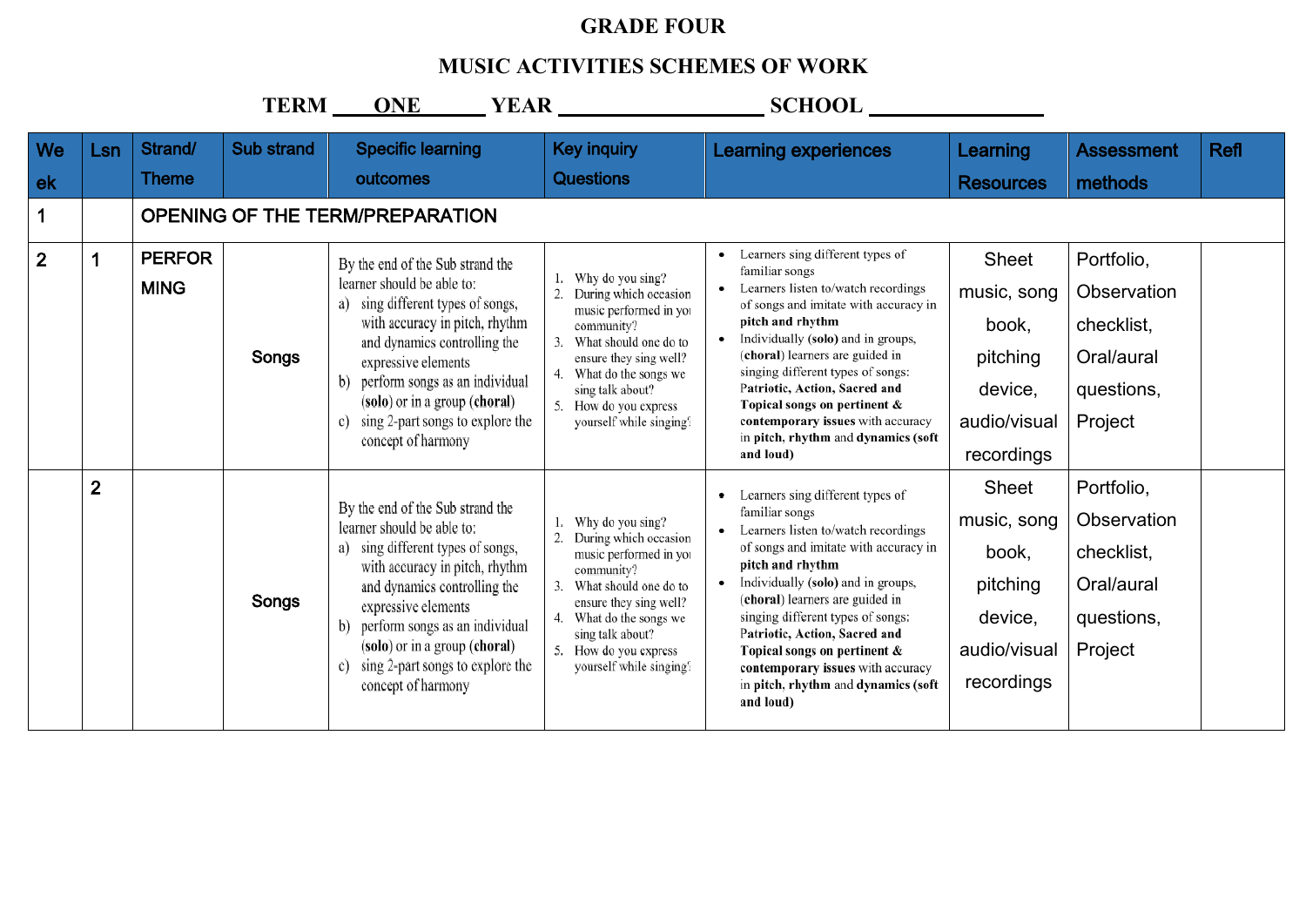# GRADE FOUR

## MUSIC ACTIVITIES SCHEMES OF WORK

**TERM ONE YEAR ________________ SCHOOL ______________**

| Week | Lsn | Strand/ Theme | Sub strand | Specific learning outcomes | Key inquiry Questions | Learning experiences | Learning Resources | Assessment methods | Refl |
|---|---|---|---|---|---|---|---|---|---|
| 1 | | OPENING OF THE TERM/PREPARATION | | | | | | | |
| 2 | 1 | PERFORMING | Songs | By the end of the Sub strand the learner should be able to: a) sing different types of songs, with accuracy in pitch, rhythm and dynamics controlling the expressive elements b) perform songs as an individual (**solo**) or in a group (**choral**) c) sing 2-part songs to explore the concept of harmony | 1. Why do you sing? 2. During which occasion music performed in your community? 3. What should one do to ensure they sing well? 4. What do the songs we sing talk about? 5. How do you express yourself while singing? | • Learners sing different types of familiar songs • Learners listen to/watch recordings of songs and imitate with accuracy in **pitch and rhythm** • Individually (**solo**) and in groups, (**choral**) learners are guided in singing different types of songs: **Patriotic, Action, Sacred and Topical songs on pertinent & contemporary issues** with accuracy in **pitch, rhythm** and **dynamics (soft and loud)** | Sheet music, song book, pitching device, audio/visual recordings | Portfolio, Observation checklist, Oral/aural questions, Project | |
| | 2 | | Songs | By the end of the Sub strand the learner should be able to: a) sing different types of songs, with accuracy in pitch, rhythm and dynamics controlling the expressive elements b) perform songs as an individual (**solo**) or in a group (**choral**) c) sing 2-part songs to explore the concept of harmony | 1. Why do you sing? 2. During which occasion music performed in your community? 3. What should one do to ensure they sing well? 4. What do the songs we sing talk about? 5. How do you express yourself while singing? | • Learners sing different types of familiar songs • Learners listen to/watch recordings of songs and imitate with accuracy in **pitch and rhythm** • Individually (**solo**) and in groups, (**choral**) learners are guided in singing different types of songs: **Patriotic, Action, Sacred and Topical songs on pertinent & contemporary issues** with accuracy in **pitch, rhythm** and **dynamics (soft and loud)** | Sheet music, song book, pitching device, audio/visual recordings | Portfolio, Observation checklist, Oral/aural questions, Project | |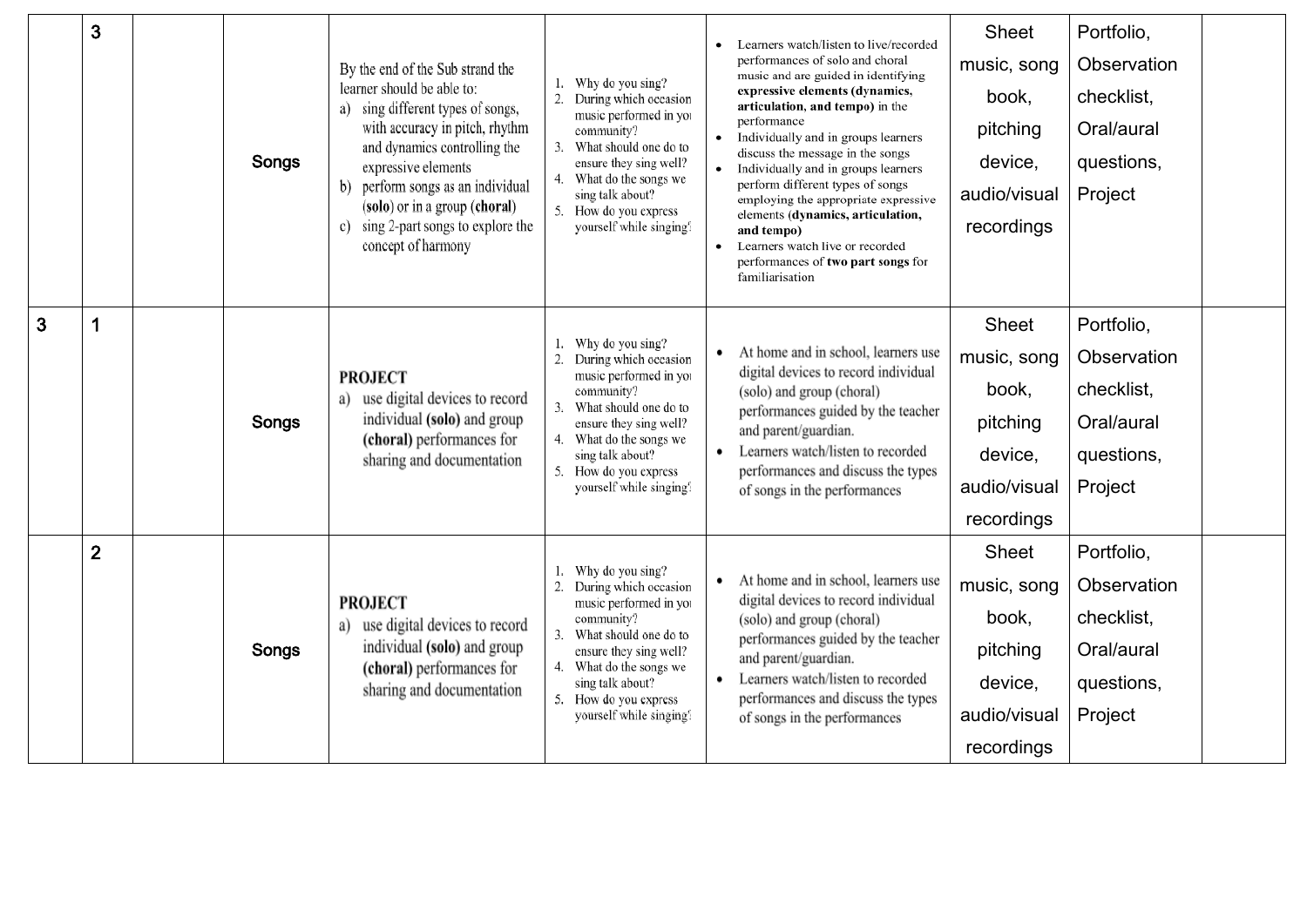| | 3 | | Songs | By the end of the Sub strand the learner should be able to: a) sing different types of songs, with accuracy in pitch, rhythm and dynamics controlling the expressive elements b) perform songs as an individual (**solo**) or in a group (**choral**) c) sing 2-part songs to explore the concept of harmony | 1. Why do you sing? 2. During which occasion music performed in you community? 3. What should one do to ensure they sing well? 4. What do the songs we sing talk about? 5. How do you express yourself while singing? | • Learners watch/listen to live/recorded performances of solo and choral music and are guided in identifying **expressive elements (dynamics, articulation, and tempo)** in the performance • Individually and in groups learners discuss the message in the songs • Individually and in groups learners perform different types of songs employing the appropriate expressive elements (**dynamics, articulation, and tempo)** • Learners watch live or recorded performances of **two part songs** for familiarisation | Sheet music, song book, pitching device, audio/visual recordings | Portfolio, Observation checklist, Oral/aural questions, Project | |
|---|---|---|---|---|---|---|---|---|---|
| 3 | 1 | | Songs | **PROJECT** a) use digital devices to record individual (**solo**) and group (**choral**) performances for sharing and documentation | 1. Why do you sing? 2. During which occasion music performed in you community? 3. What should one do to ensure they sing well? 4. What do the songs we sing talk about? 5. How do you express yourself while singing? | • At home and in school, learners use digital devices to record individual (solo) and group (choral) performances guided by the teacher and parent/guardian. • Learners watch/listen to recorded performances and discuss the types of songs in the performances | Sheet music, song book, pitching device, audio/visual recordings | Portfolio, Observation checklist, Oral/aural questions, Project | |
| | 2 | | Songs | **PROJECT** a) use digital devices to record individual (**solo**) and group (**choral**) performances for sharing and documentation | 1. Why do you sing? 2. During which occasion music performed in you community? 3. What should one do to ensure they sing well? 4. What do the songs we sing talk about? 5. How do you express yourself while singing? | • At home and in school, learners use digital devices to record individual (solo) and group (choral) performances guided by the teacher and parent/guardian. • Learners watch/listen to recorded performances and discuss the types of songs in the performances | Sheet music, song book, pitching device, audio/visual recordings | Portfolio, Observation checklist, Oral/aural questions, Project | |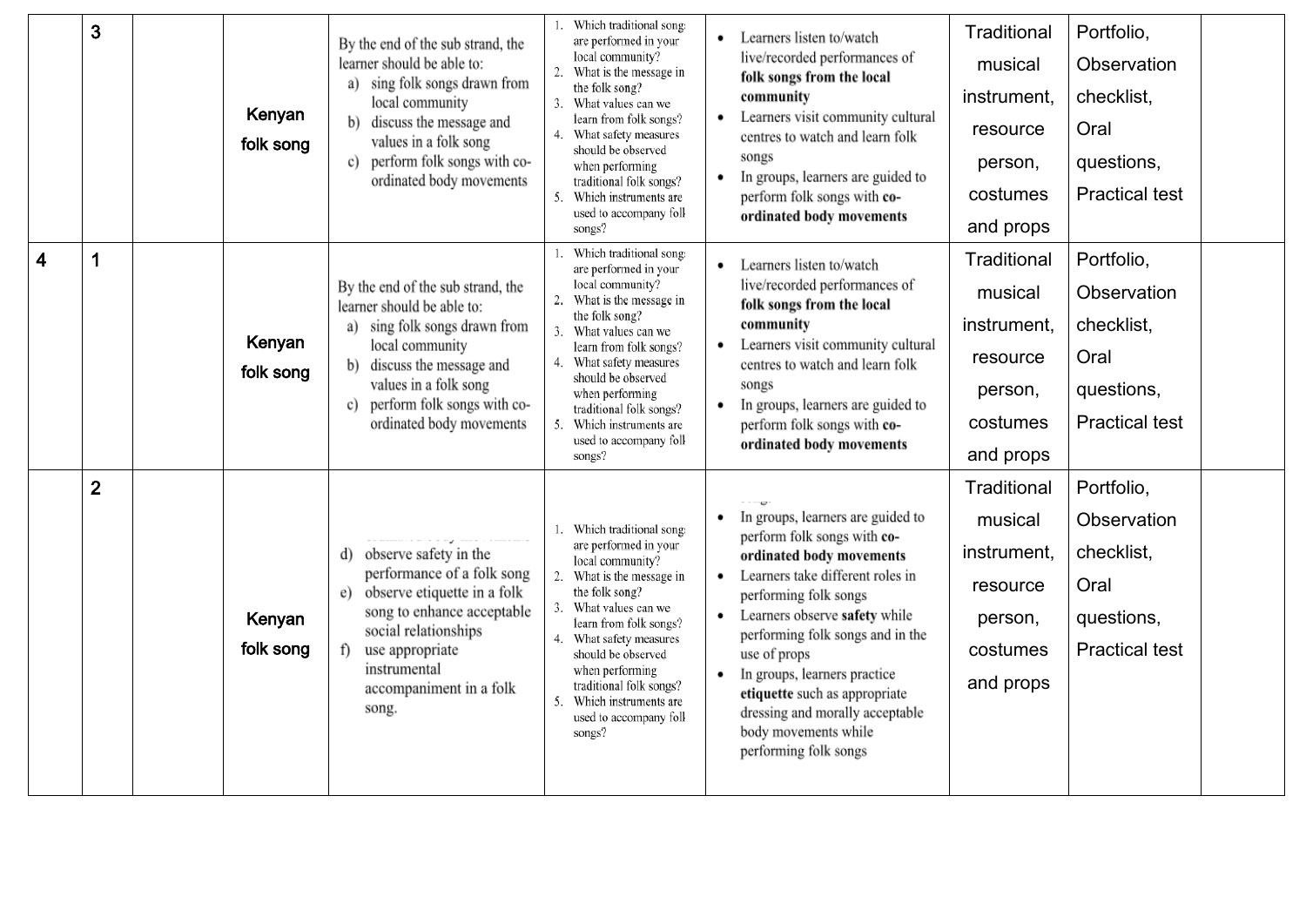| | 3 | | Kenyan folk song | By the end of the sub strand, the learner should be able to:<br>a) sing folk songs drawn from local community<br>b) discuss the message and values in a folk song<br>c) perform folk songs with co-ordinated body movements | 1. Which traditional songs are performed in your local community?<br>2. What is the message in the folk song?<br>3. What values can we learn from folk songs?<br>4. What safety measures should be observed when performing traditional folk songs?<br>5. Which instruments are used to accompany folk songs? | • Learners listen to/watch live/recorded performances of **folk songs from the local community**<br>• Learners visit community cultural centres to watch and learn folk songs<br>• In groups, learners are guided to perform folk songs with **co-ordinated body movements** | Traditional musical instrument, resource person, costumes and props | Portfolio, Observation checklist, Oral questions, Practical test | |
|---|---|---|---|---|---|---|---|---|---|
| 4 | 1 | | Kenyan folk song | By the end of the sub strand, the learner should be able to:<br>a) sing folk songs drawn from local community<br>b) discuss the message and values in a folk song<br>c) perform folk songs with co-ordinated body movements | 1. Which traditional songs are performed in your local community?<br>2. What is the message in the folk song?<br>3. What values can we learn from folk songs?<br>4. What safety measures should be observed when performing traditional folk songs?<br>5. Which instruments are used to accompany folk songs? | • Learners listen to/watch live/recorded performances of **folk songs from the local community**<br>• Learners visit community cultural centres to watch and learn folk songs<br>• In groups, learners are guided to perform folk songs with **co-ordinated body movements** | Traditional musical instrument, resource person, costumes and props | Portfolio, Observation checklist, Oral questions, Practical test | |
| | 2 | | Kenyan folk song | d) observe safety in the performance of a folk song<br>e) observe etiquette in a folk song to enhance acceptable social relationships<br>f) use appropriate instrumental accompaniment in a folk song. | 1. Which traditional songs are performed in your local community?<br>2. What is the message in the folk song?<br>3. What values can we learn from folk songs?<br>4. What safety measures should be observed when performing traditional folk songs?<br>5. Which instruments are used to accompany folk songs? | • In groups, learners are guided to perform folk songs with **co-ordinated body movements**<br>• Learners take different roles in performing folk songs<br>• Learners observe **safety** while performing folk songs and in the use of props<br>• In groups, learners practice **etiquette** such as appropriate dressing and morally acceptable body movements while performing folk songs | Traditional musical instrument, resource person, costumes and props | Portfolio, Observation checklist, Oral questions, Practical test | |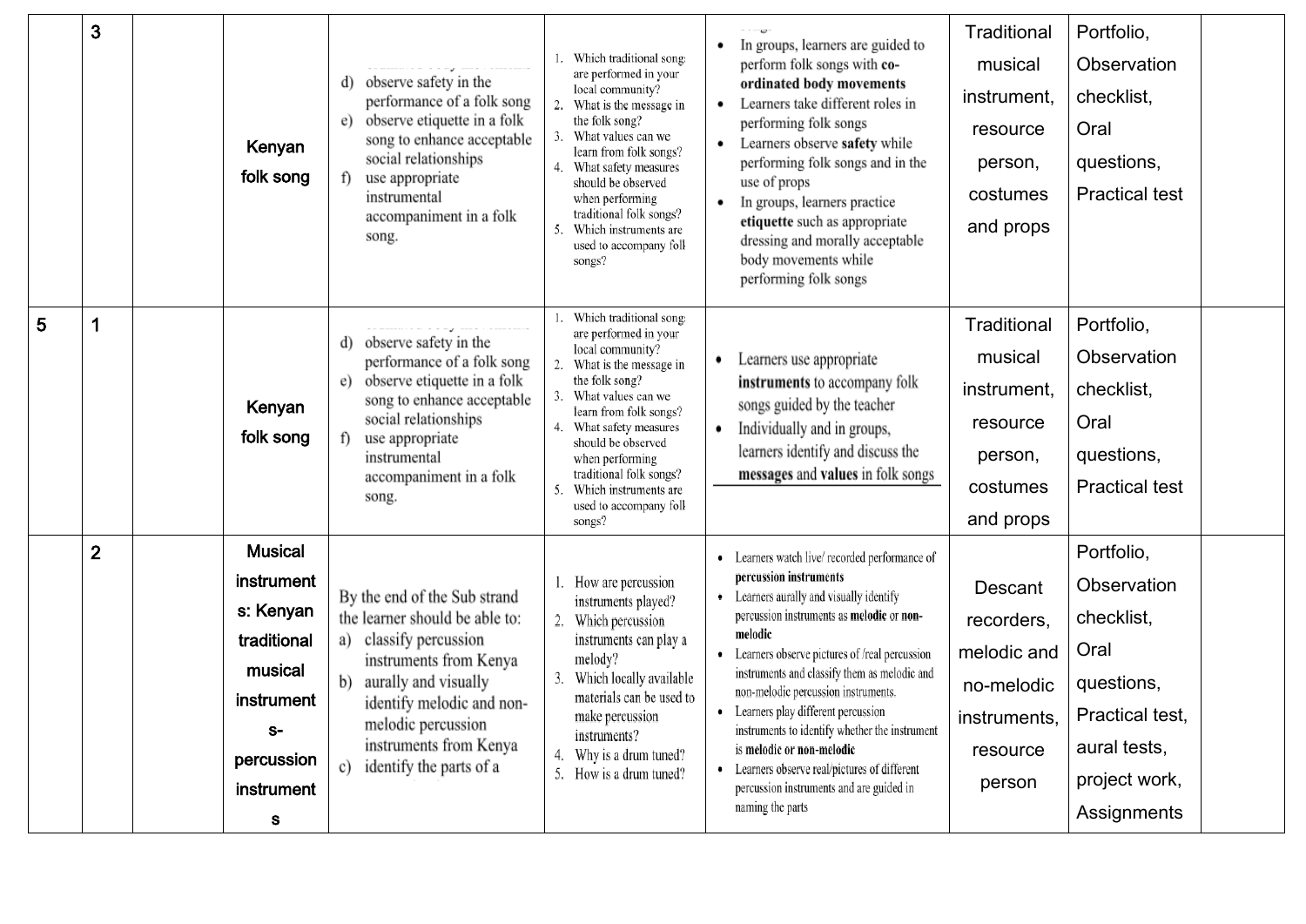| | | | | | | | | | |
|---|---|---|---|---|---|---|---|---|---|
| | 3 | | Kenyan folk song | d) observe safety in the performance of a folk song<br>e) observe etiquette in a folk song to enhance acceptable social relationships<br>f) use appropriate instrumental accompaniment in a folk song. | 1. Which traditional songs are performed in your local community?<br>2. What is the message in the folk song?<br>3. What values can we learn from folk songs?<br>4. What safety measures should be observed when performing traditional folk songs?<br>5. Which instruments are used to accompany folk songs? | • In groups, learners are guided to perform folk songs with **co-ordinated body movements**<br>• Learners take different roles in performing folk songs<br>• Learners observe **safety** while performing folk songs and in the use of props<br>• In groups, learners practice **etiquette** such as appropriate dressing and morally acceptable body movements while performing folk songs | Traditional musical instrument, resource person, costumes and props | Portfolio, Observation checklist, Oral questions, Practical test | |
| 5 | 1 | | Kenyan folk song | d) observe safety in the performance of a folk song<br>e) observe etiquette in a folk song to enhance acceptable social relationships<br>f) use appropriate instrumental accompaniment in a folk song. | 1. Which traditional songs are performed in your local community?<br>2. What is the message in the folk song?<br>3. What values can we learn from folk songs?<br>4. What safety measures should be observed when performing traditional folk songs?<br>5. Which instruments are used to accompany folk songs? | • Learners use appropriate **instruments** to accompany folk songs guided by the teacher<br>• Individually and in groups, learners identify and discuss the **messages** and **values** in folk songs | Traditional musical instrument, resource person, costumes and props | Portfolio, Observation checklist, Oral questions, Practical test | |
| | 2 | | Musical instruments: Kenyan traditional musical instruments- percussion instruments | By the end of the Sub strand the learner should be able to:<br>a) classify percussion instruments from Kenya<br>b) aurally and visually identify melodic and non-melodic percussion instruments from Kenya<br>c) identify the parts of a | 1. How are percussion instruments played?<br>2. Which percussion instruments can play a melody?<br>3. Which locally available materials can be used to make percussion instruments?<br>4. Why is a drum tuned?<br>5. How is a drum tuned? | • Learners watch live/ recorded performance of **percussion instruments**<br>• Learners aurally and visually identify percussion instruments as **melodic** or **non-melodic**<br>• Learners observe pictures of /real percussion instruments and classify them as melodic and non-melodic percussion instruments.<br>• Learners play different percussion instruments to identify whether the instrument is **melodic or non-melodic**<br>• Learners observe real/pictures of different percussion instruments and are guided in naming the parts | Descant recorders, melodic and no-melodic instruments, resource person | Portfolio, Observation checklist, Oral questions, Practical test, aural tests, project work, Assignments | |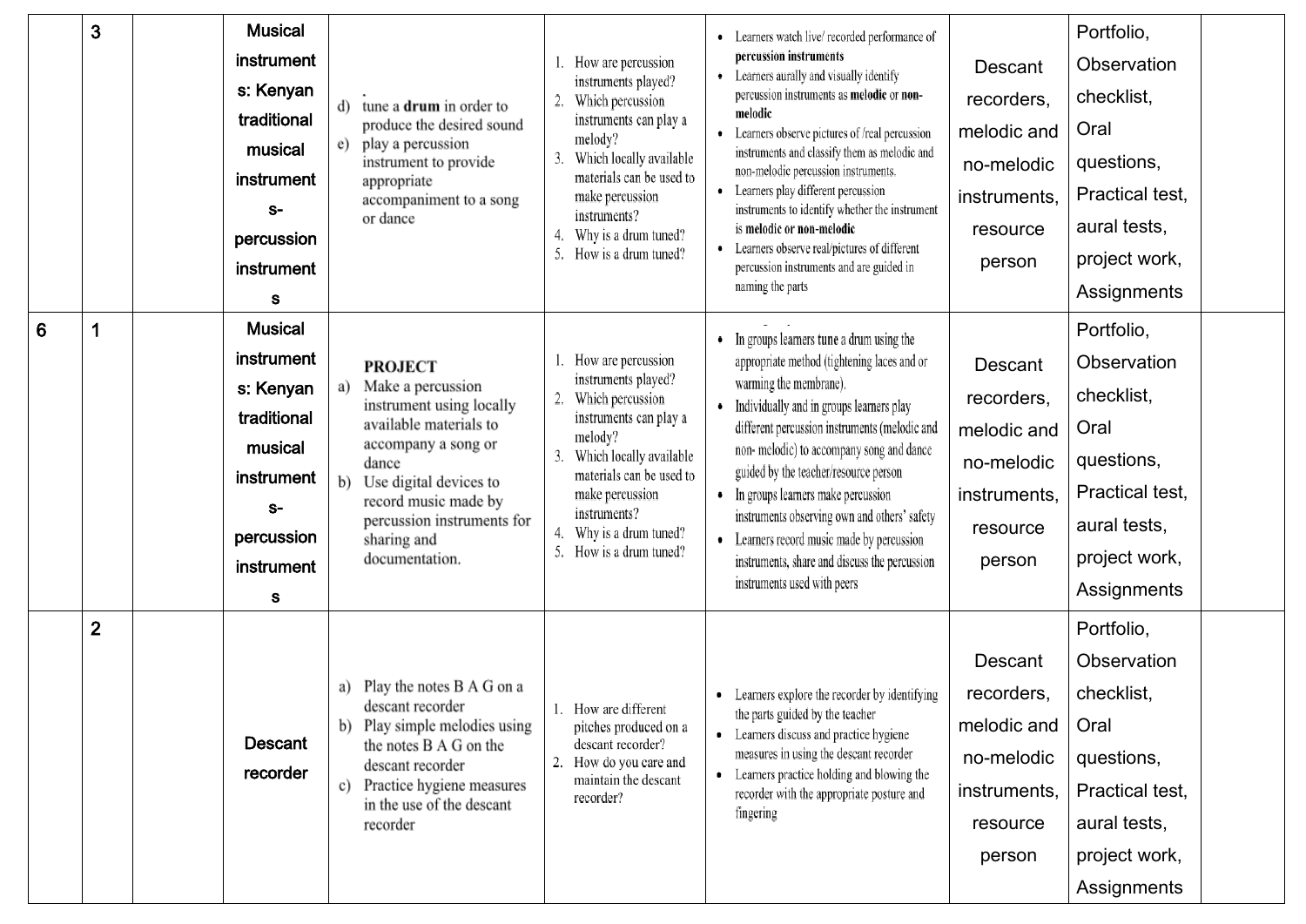| | | | | | | | | | |
|---|---|---|---|---|---|---|---|---|---|
| | 3 | | Musical instruments: Kenyan traditional musical instruments- percussion instruments | d) tune a **drum** in order to produce the desired sound<br>e) play a percussion instrument to provide appropriate accompaniment to a song or dance | 1. How are percussion instruments played?<br>2. Which percussion instruments can play a melody?<br>3. Which locally available materials can be used to make percussion instruments?<br>4. Why is a drum tuned?<br>5. How is a drum tuned? | • Learners watch live/ recorded performance of **percussion instruments**<br>• Learners aurally and visually identify percussion instruments as **melodic** or **non-melodic**<br>• Learners observe pictures of /real percussion instruments and classify them as melodic and non-melodic percussion instruments.<br>• Learners play different percussion instruments to identify whether the instrument is **melodic or non-melodic**<br>• Learners observe real/pictures of different percussion instruments and are guided in naming the parts | Descant recorders, melodic and no-melodic instruments, resource person | Portfolio, Observation checklist, Oral questions, Practical test, aural tests, project work, Assignments | |
| 6 | 1 | | Musical instruments: Kenyan traditional musical instruments- percussion instruments | **PROJECT**<br>a) Make a percussion instrument using locally available materials to accompany a song or dance<br>b) Use digital devices to record music made by percussion instruments for sharing and documentation. | 1. How are percussion instruments played?<br>2. Which percussion instruments can play a melody?<br>3. Which locally available materials can be used to make percussion instruments?<br>4. Why is a drum tuned?<br>5. How is a drum tuned? | • In groups learners tune a drum using the appropriate method (tightening laces and or warming the membrane).<br>• Individually and in groups learners play different percussion instruments (melodic and non- melodic) to accompany song and dance guided by the teacher/resource person<br>• In groups learners make percussion instruments observing own and others' safety<br>• Learners record music made by percussion instruments, share and discuss the percussion instruments used with peers | Descant recorders, melodic and no-melodic instruments, resource person | Portfolio, Observation checklist, Oral questions, Practical test, aural tests, project work, Assignments | |
| | 2 | | Descant recorder | a) Play the notes B A G on a descant recorder<br>b) Play simple melodies using the notes B A G on the descant recorder<br>c) Practice hygiene measures in the use of the descant recorder | 1. How are different pitches produced on a descant recorder?<br>2. How do you care and maintain the descant recorder? | • Learners explore the recorder by identifying the parts guided by the teacher<br>• Learners discuss and practice hygiene measures in using the descant recorder<br>• Learners practice holding and blowing the recorder with the appropriate posture and fingering | Descant recorders, melodic and no-melodic instruments, resource person | Portfolio, Observation checklist, Oral questions, Practical test, aural tests, project work, Assignments | |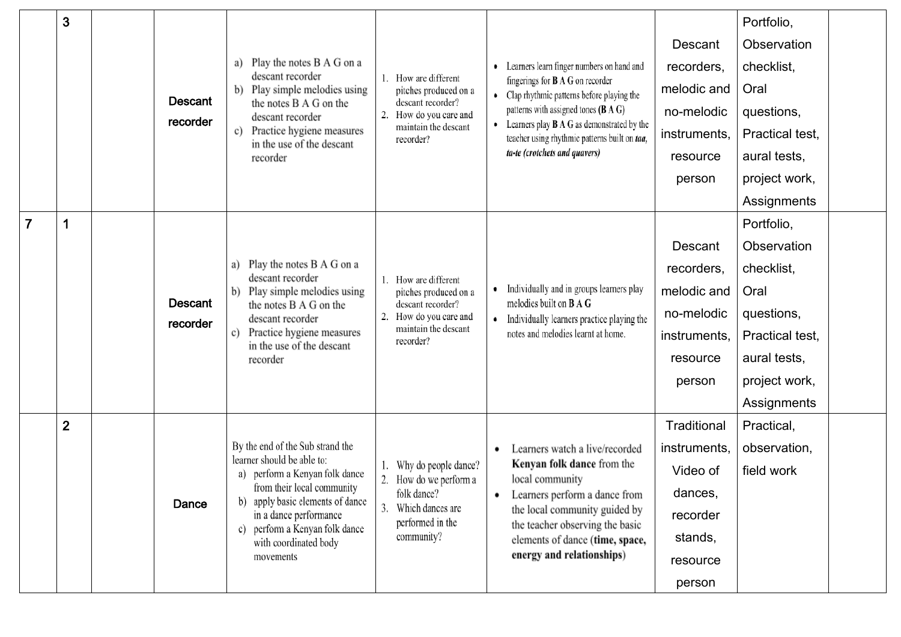|  | 3 |  | Descant recorder | a) Play the notes B A G on a descant recorder<br>b) Play simple melodies using the notes B A G on the descant recorder<br>c) Practice hygiene measures in the use of the descant recorder | 1. How are different pitches produced on a descant recorder?<br>2. How do you care and maintain the descant recorder? | • Learners learn finger numbers on hand and fingerings for **B A G** on recorder<br>• Clap rhythmic patterns before playing the patterns with assigned tones **(B A G)**<br>• Learners play **B A G** as demonstrated by the teacher using rhythmic patterns built on ***taa, ta-te (crotchets and quavers)*** | Descant recorders, melodic and no-melodic instruments, resource person | Portfolio, Observation checklist, Oral questions, Practical test, aural tests, project work, Assignments |  |
|---|---|---|---|---|---|---|---|---|---|
| 7 | 1 |  | Descant recorder | a) Play the notes B A G on a descant recorder<br>b) Play simple melodies using the notes B A G on the descant recorder<br>c) Practice hygiene measures in the use of the descant recorder | 1. How are different pitches produced on a descant recorder?<br>2. How do you care and maintain the descant recorder? | • Individually and in groups learners play melodies built on **B A G**<br>• Individually learners practice playing the notes and melodies learnt at home. | Descant recorders, melodic and no-melodic instruments, resource person | Portfolio, Observation checklist, Oral questions, Practical test, aural tests, project work, Assignments |  |
|  | 2 |  | Dance | By the end of the Sub strand the learner should be able to:<br>a) perform a Kenyan folk dance from their local community<br>b) apply basic elements of dance in a dance performance<br>c) perform a Kenyan folk dance with coordinated body movements | 1. Why do people dance?<br>2. How do we perform a folk dance?<br>3. Which dances are performed in the community? | • Learners watch a live/recorded **Kenyan folk dance** from the local community<br>• Learners perform a dance from the local community guided by the teacher observing the basic elements of dance (**time, space, energy and relationships**) | Traditional instruments, Video of dances, recorder stands, resource person | Practical, observation, field work |  |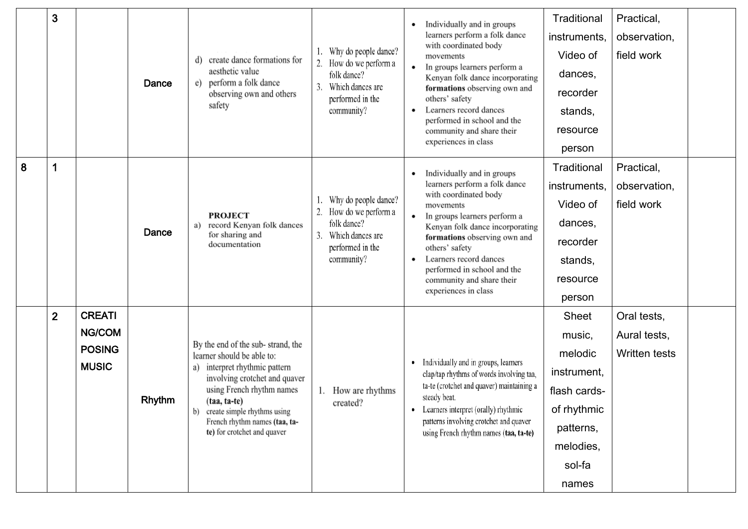| | | | | | | | | | |
|---|---|---|---|---|---|---|---|---|---|
| | 3 | | Dance | d) create dance formations for aesthetic value<br>e) perform a folk dance observing own and others safety | 1. Why do people dance?<br>2. How do we perform a folk dance?<br>3. Which dances are performed in the community? | • Individually and in groups learners perform a folk dance with coordinated body movements<br>• In groups learners perform a Kenyan folk dance incorporating **formations** observing own and others' safety<br>• Learners record dances performed in school and the community and share their experiences in class | Traditional instruments, Video of dances, recorder stands, resource person | Practical, observation, field work | |
| 8 | 1 | | Dance | **PROJECT**<br>a) record Kenyan folk dances for sharing and documentation | 1. Why do people dance?<br>2. How do we perform a folk dance?<br>3. Which dances are performed in the community? | • Individually and in groups learners perform a folk dance with coordinated body movements<br>• In groups learners perform a Kenyan folk dance incorporating **formations** observing own and others' safety<br>• Learners record dances performed in school and the community and share their experiences in class | Traditional instruments, Video of dances, recorder stands, resource person | Practical, observation, field work | |
| | 2 | CREATING/COMPOSING MUSIC | Rhythm | By the end of the sub- strand, the learner should be able to:<br>a) interpret rhythmic pattern involving crotchet and quaver using French rhythm names **(taa, ta-te)**<br>b) create simple rhythms using French rhythm names **(taa, ta-te)** for crotchet and quaver | 1. How are rhythms created? | • Individually and in groups, learners clap/tap rhythms of words involving taa, ta-te (crotchet and quaver) maintaining a steady beat.<br>• Learners interpret (orally) rhythmic patterns involving crotchet and quaver using French rhythm names (**taa, ta-te**) | Sheet music, melodic instrument, flash cards- of rhythmic patterns, melodies, sol-fa names | Oral tests, Aural tests, Written tests | |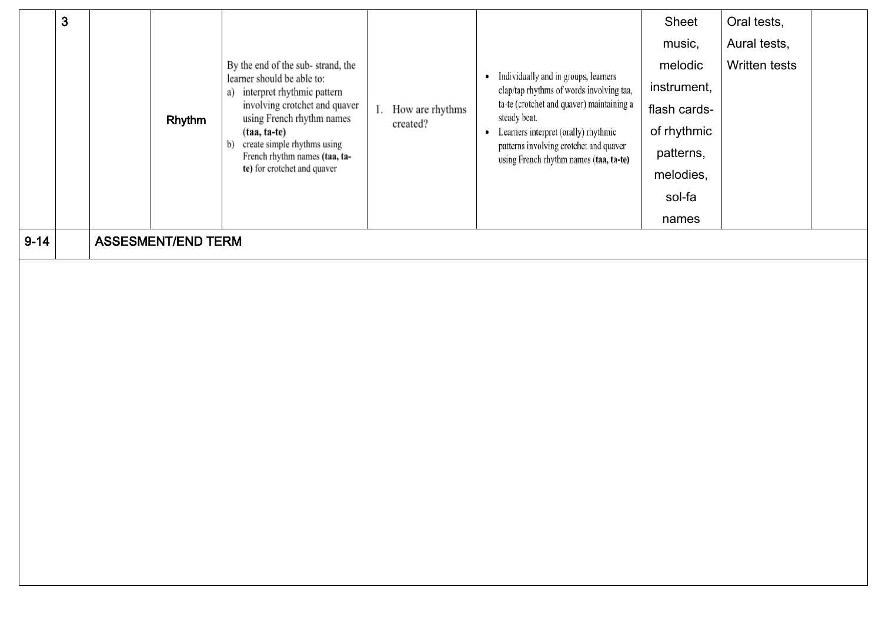| | | | | | | | | | |
|---|---|---|---|---|---|---|---|---|---|
| | 3 | | Rhythm | By the end of the sub- strand, the learner should be able to:<br>a) interpret rhythmic pattern involving crotchet and quaver using French rhythm names **(taa, ta-te)**<br>b) create simple rhythms using French rhythm names **(taa, ta-te)** for crotchet and quaver | 1. How are rhythms created? | • Individually and in groups, learners clap/tap rhythms of words involving taa, ta-te (crotchet and quaver) maintaining a steady beat.<br>• Learners interpret (orally) rhythmic patterns involving crotchet and quaver using French rhythm names (**taa, ta-te**) | Sheet music, melodic instrument, flash cards- of rhythmic patterns, melodies, sol-fa names | Oral tests, Aural tests, Written tests | |
| 9-14 | | ASSESMENT/END TERM | | | | | | | |